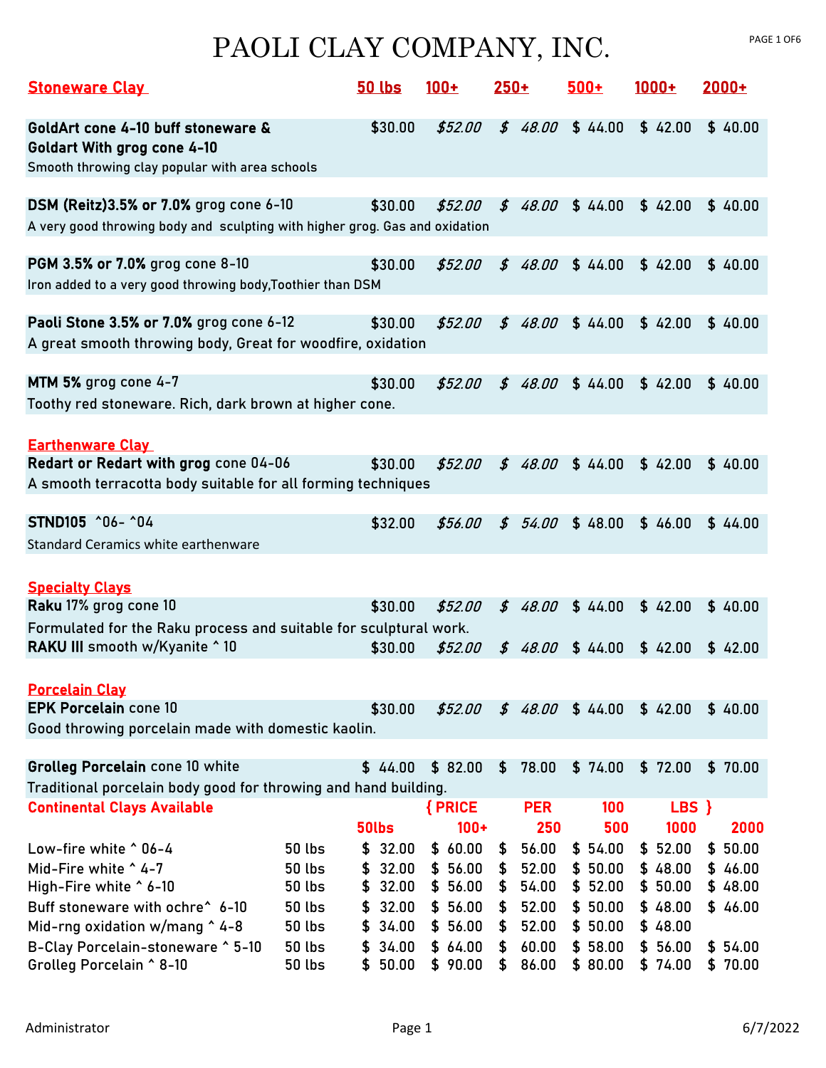# PAOLI CLAY COMPANY, INC.

| Stoneware Clay | 50 lbs | 100+ | 250+ | 500+ | 1000+ | 2000+ |
|---|---|---|---|---|---|---|
| **GoldArt cone 4-10 buff stoneware &** <br> **Goldart With grog cone 4-10** <br> Smooth throwing clay popular with area schools | $30.00 | *$52.00* | *$ 48.00* | $ 44.00 | $ 42.00 | $ 40.00 |
| **DSM (Reitz)3.5% or 7.0%** grog cone 6-10 <br> A very good throwing body and sculpting with higher grog. Gas and oxidation | $30.00 | *$52.00* | *$ 48.00* | $ 44.00 | $ 42.00 | $ 40.00 |
| **PGM 3.5% or 7.0%** grog cone 8-10 <br> Iron added to a very good throwing body,Toothier than DSM | $30.00 | *$52.00* | *$ 48.00* | $ 44.00 | $ 42.00 | $ 40.00 |
| **Paoli Stone 3.5% or 7.0%** grog cone 6-12 <br> A great smooth throwing body, Great for woodfire, oxidation | $30.00 | *$52.00* | *$ 48.00* | $ 44.00 | $ 42.00 | $ 40.00 |
| **MTM 5%** grog cone 4-7 <br> Toothy red stoneware. Rich, dark brown at higher cone. | $30.00 | *$52.00* | *$ 48.00* | $ 44.00 | $ 42.00 | $ 40.00 |
| **Earthenware Clay** | | | | | | |
| **Redart or Redart with grog** cone 04-06 <br> A smooth terracotta body suitable for all forming techniques | $30.00 | *$52.00* | *$ 48.00* | $ 44.00 | $ 42.00 | $ 40.00 |
| **STND105** ^06- ^04 <br> Standard Ceramics white earthenware | $32.00 | *$56.00* | *$ 54.00* | $ 48.00 | $ 46.00 | $ 44.00 |
| **Specialty Clays** | | | | | | |
| **Raku** 17% grog cone 10 <br> Formulated for the Raku process and suitable for sculptural work. | $30.00 | *$52.00* | *$ 48.00* | $ 44.00 | $ 42.00 | $ 40.00 |
| **RAKU III** smooth w/Kyanite ^ 10 | $30.00 | *$52.00* | *$ 48.00* | $ 44.00 | $ 42.00 | $ 42.00 |
| **Porcelain Clay** | | | | | | |
| **EPK Porcelain** cone 10 <br> Good throwing porcelain made with domestic kaolin. | $30.00 | *$52.00* | *$ 48.00* | $ 44.00 | $ 42.00 | $ 40.00 |
| **Grolleg Porcelain** cone 10 white <br> Traditional porcelain body good for throwing and hand building. | $ 44.00 | $ 82.00 | $ 78.00 | $ 74.00 | $ 72.00 | $ 70.00 |

**Continental Clays Available** — { PRICE PER 100 LBS }

| | | 50lbs | 100+ | 250 | 500 | 1000 | 2000 |
|---|---|---|---|---|---|---|---|
| Low-fire white ^ 06-4 | 50 lbs | $ 32.00 | $ 60.00 | $ 56.00 | $ 54.00 | $ 52.00 | $ 50.00 |
| Mid-Fire white ^ 4-7 | 50 lbs | $ 32.00 | $ 56.00 | $ 52.00 | $ 50.00 | $ 48.00 | $ 46.00 |
| High-Fire white ^ 6-10 | 50 lbs | $ 32.00 | $ 56.00 | $ 54.00 | $ 52.00 | $ 50.00 | $ 48.00 |
| Buff stoneware with ochre^ 6-10 | 50 lbs | $ 32.00 | $ 56.00 | $ 52.00 | $ 50.00 | $ 48.00 | $ 46.00 |
| Mid-rng oxidation w/mang ^ 4-8 | 50 lbs | $ 34.00 | $ 56.00 | $ 52.00 | $ 50.00 | $ 48.00 | |
| B-Clay Porcelain-stoneware ^ 5-10 | 50 lbs | $ 34.00 | $ 64.00 | $ 60.00 | $ 58.00 | $ 56.00 | $ 54.00 |
| Grolleg Porcelain ^ 8-10 | 50 lbs | $ 50.00 | $ 90.00 | $ 86.00 | $ 80.00 | $ 74.00 | $ 70.00 |

Administrator — 6/7/2022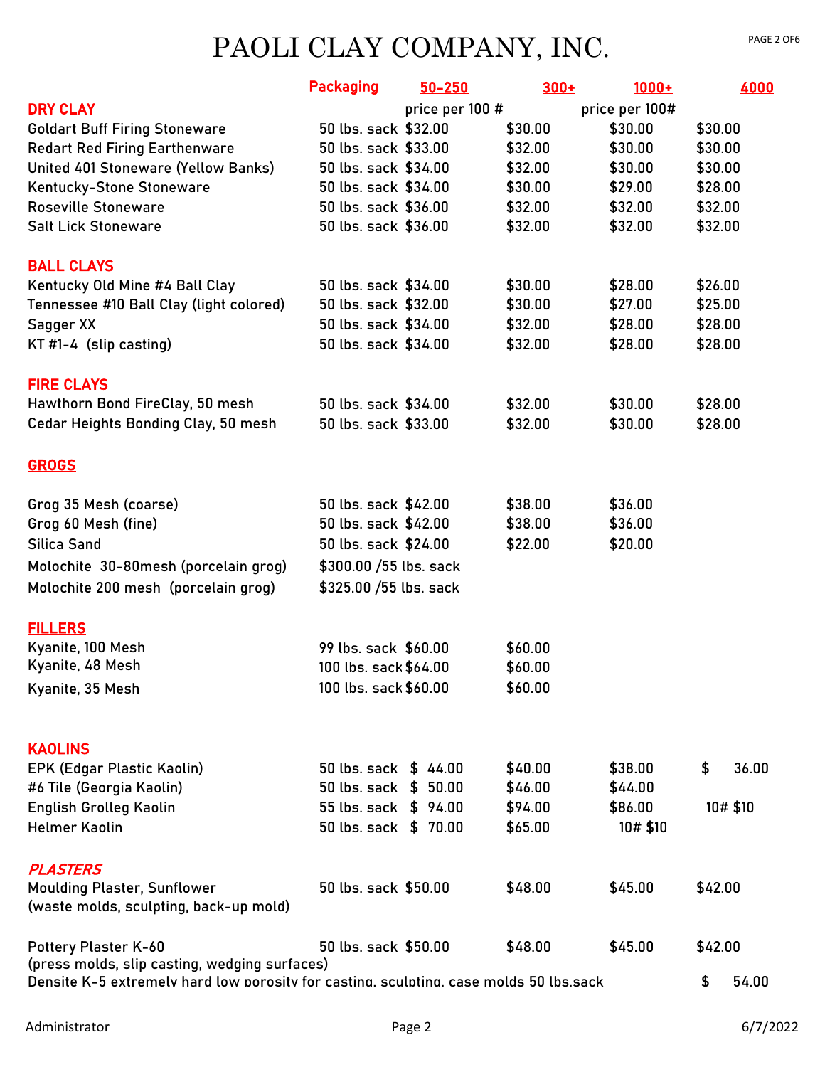# PAOLI CLAY COMPANY, INC.

| | Packaging | 50-250 | 300+ | 1000+ | 4000 |
|---|---|---|---|---|---|
| **DRY CLAY** | | price per 100 # | | price per 100# | |
| Goldart Buff Firing Stoneware | 50 lbs. sack | $32.00 | $30.00 | $30.00 | $30.00 |
| Redart Red Firing Earthenware | 50 lbs. sack | $33.00 | $32.00 | $30.00 | $30.00 |
| United 401 Stoneware (Yellow Banks) | 50 lbs. sack | $34.00 | $32.00 | $30.00 | $30.00 |
| Kentucky-Stone Stoneware | 50 lbs. sack | $34.00 | $30.00 | $29.00 | $28.00 |
| Roseville Stoneware | 50 lbs. sack | $36.00 | $32.00 | $32.00 | $32.00 |
| Salt Lick Stoneware | 50 lbs. sack | $36.00 | $32.00 | $32.00 | $32.00 |
| **BALL CLAYS** | | | | | |
| Kentucky Old Mine #4 Ball Clay | 50 lbs. sack | $34.00 | $30.00 | $28.00 | $26.00 |
| Tennessee #10 Ball Clay (light colored) | 50 lbs. sack | $32.00 | $30.00 | $27.00 | $25.00 |
| Sagger XX | 50 lbs. sack | $34.00 | $32.00 | $28.00 | $28.00 |
| KT #1-4 (slip casting) | 50 lbs. sack | $34.00 | $32.00 | $28.00 | $28.00 |
| **FIRE CLAYS** | | | | | |
| Hawthorn Bond FireClay, 50 mesh | 50 lbs. sack | $34.00 | $32.00 | $30.00 | $28.00 |
| Cedar Heights Bonding Clay, 50 mesh | 50 lbs. sack | $33.00 | $32.00 | $30.00 | $28.00 |
| **GROGS** | | | | | |
| Grog 35 Mesh (coarse) | 50 lbs. sack | $42.00 | $38.00 | $36.00 | |
| Grog 60 Mesh (fine) | 50 lbs. sack | $42.00 | $38.00 | $36.00 | |
| Silica Sand | 50 lbs. sack | $24.00 | $22.00 | $20.00 | |
| Molochite 30-80mesh (porcelain grog) | $300.00 /55 lbs. sack | | | | |
| Molochite 200 mesh (porcelain grog) | $325.00 /55 lbs. sack | | | | |
| **FILLERS** | | | | | |
| Kyanite, 100 Mesh | 99 lbs. sack | $60.00 | $60.00 | | |
| Kyanite, 48 Mesh | 100 lbs. sack | $64.00 | $60.00 | | |
| Kyanite, 35 Mesh | 100 lbs. sack | $60.00 | $60.00 | | |
| **KAOLINS** | | | | | |
| EPK (Edgar Plastic Kaolin) | 50 lbs. sack | $ 44.00 | $40.00 | $38.00 | $ 36.00 |
| #6 Tile (Georgia Kaolin) | 50 lbs. sack | $ 50.00 | $46.00 | $44.00 | |
| English Grolleg Kaolin | 55 lbs. sack | $ 94.00 | $94.00 | $86.00 | 10# $10 |
| Helmer Kaolin | 50 lbs. sack | $ 70.00 | $65.00 | 10# $10 | |
| ***PLASTERS*** | | | | | |
| Moulding Plaster, Sunflower (waste molds, sculpting, back-up mold) | 50 lbs. sack | $50.00 | $48.00 | $45.00 | $42.00 |
| Pottery Plaster K-60 (press molds, slip casting, wedging surfaces) | 50 lbs. sack | $50.00 | $48.00 | $45.00 | $42.00 |
| Densite K-5 extremely hard low porosity for casting, sculpting, case molds 50 lbs.sack | | | | | $ 54.00 |

Administrator 6/7/2022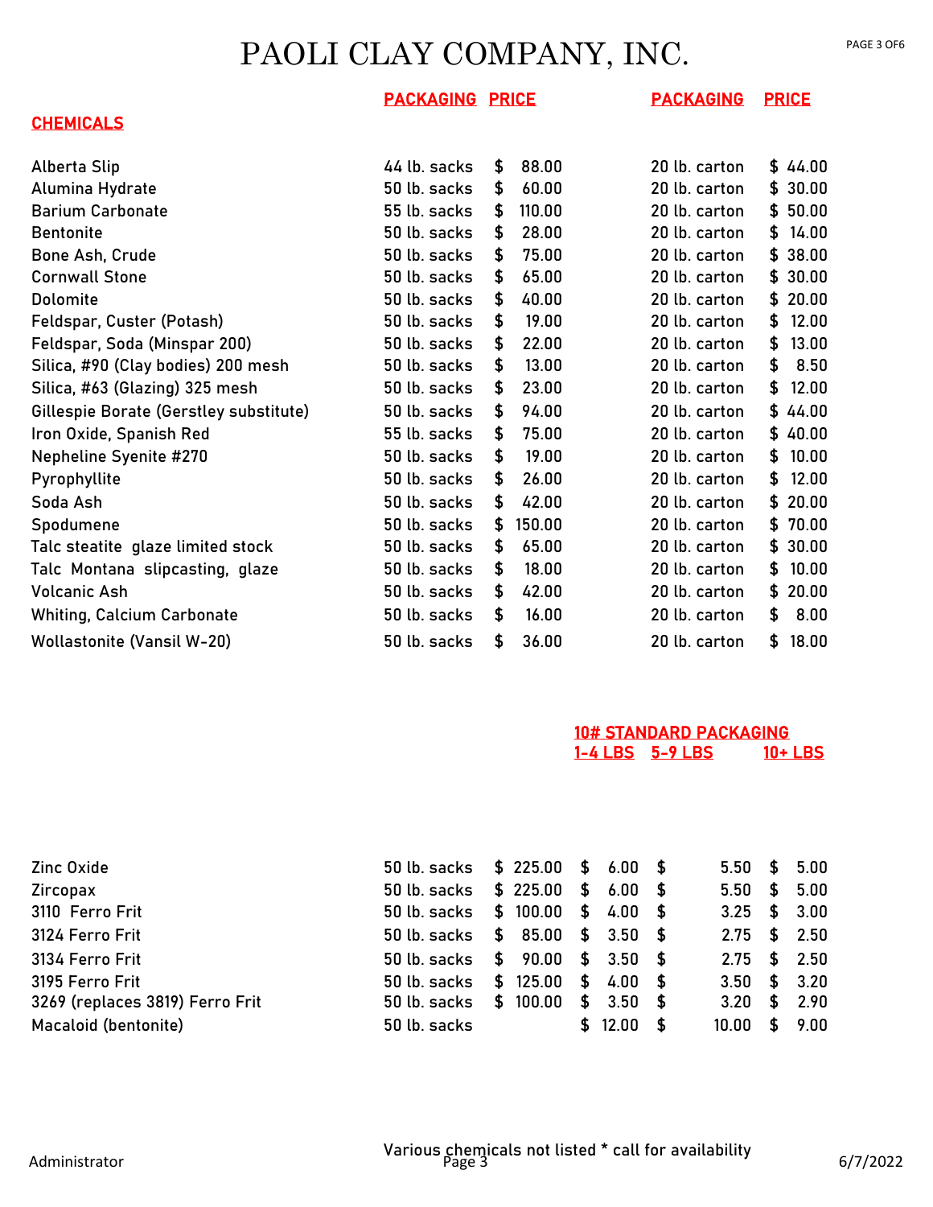# PAOLI CLAY COMPANY, INC.

## CHEMICALS

| | PACKAGING | PRICE | PACKAGING | PRICE |
|---|---|---|---|---|
| Alberta Slip | 44 lb. sacks | $ 88.00 | 20 lb. carton | $ 44.00 |
| Alumina Hydrate | 50 lb. sacks | $ 60.00 | 20 lb. carton | $ 30.00 |
| Barium Carbonate | 55 lb. sacks | $ 110.00 | 20 lb. carton | $ 50.00 |
| Bentonite | 50 lb. sacks | $ 28.00 | 20 lb. carton | $ 14.00 |
| Bone Ash, Crude | 50 lb. sacks | $ 75.00 | 20 lb. carton | $ 38.00 |
| Cornwall Stone | 50 lb. sacks | $ 65.00 | 20 lb. carton | $ 30.00 |
| Dolomite | 50 lb. sacks | $ 40.00 | 20 lb. carton | $ 20.00 |
| Feldspar, Custer (Potash) | 50 lb. sacks | $ 19.00 | 20 lb. carton | $ 12.00 |
| Feldspar, Soda (Minspar 200) | 50 lb. sacks | $ 22.00 | 20 lb. carton | $ 13.00 |
| Silica, #90 (Clay bodies) 200 mesh | 50 lb. sacks | $ 13.00 | 20 lb. carton | $ 8.50 |
| Silica, #63 (Glazing) 325 mesh | 50 lb. sacks | $ 23.00 | 20 lb. carton | $ 12.00 |
| Gillespie Borate (Gerstley substitute) | 50 lb. sacks | $ 94.00 | 20 lb. carton | $ 44.00 |
| Iron Oxide, Spanish Red | 55 lb. sacks | $ 75.00 | 20 lb. carton | $ 40.00 |
| Nepheline Syenite #270 | 50 lb. sacks | $ 19.00 | 20 lb. carton | $ 10.00 |
| Pyrophyllite | 50 lb. sacks | $ 26.00 | 20 lb. carton | $ 12.00 |
| Soda Ash | 50 lb. sacks | $ 42.00 | 20 lb. carton | $ 20.00 |
| Spodumene | 50 lb. sacks | $ 150.00 | 20 lb. carton | $ 70.00 |
| Talc steatite glaze limited stock | 50 lb. sacks | $ 65.00 | 20 lb. carton | $ 30.00 |
| Talc Montana slipcasting, glaze | 50 lb. sacks | $ 18.00 | 20 lb. carton | $ 10.00 |
| Volcanic Ash | 50 lb. sacks | $ 42.00 | 20 lb. carton | $ 20.00 |
| Whiting, Calcium Carbonate | 50 lb. sacks | $ 16.00 | 20 lb. carton | $ 8.00 |
| Wollastonite (Vansil W-20) | 50 lb. sacks | $ 36.00 | 20 lb. carton | $ 18.00 |

| | | | 10# STANDARD PACKAGING | | |
|---|---|---|---|---|---|
| | | | 1-4 LBS | 5-9 LBS | 10+ LBS |
| Zinc Oxide | 50 lb. sacks | $ 225.00 | $ 6.00 | $ 5.50 | $ 5.00 |
| Zircopax | 50 lb. sacks | $ 225.00 | $ 6.00 | $ 5.50 | $ 5.00 |
| 3110 Ferro Frit | 50 lb. sacks | $ 100.00 | $ 4.00 | $ 3.25 | $ 3.00 |
| 3124 Ferro Frit | 50 lb. sacks | $ 85.00 | $ 3.50 | $ 2.75 | $ 2.50 |
| 3134 Ferro Frit | 50 lb. sacks | $ 90.00 | $ 3.50 | $ 2.75 | $ 2.50 |
| 3195 Ferro Frit | 50 lb. sacks | $ 125.00 | $ 4.00 | $ 3.50 | $ 3.20 |
| 3269 (replaces 3819) Ferro Frit | 50 lb. sacks | $ 100.00 | $ 3.50 | $ 3.20 | $ 2.90 |
| Macaloid (bentonite) | 50 lb. sacks | | $ 12.00 | $ 10.00 | $ 9.00 |

Various chemicals not listed * call for availability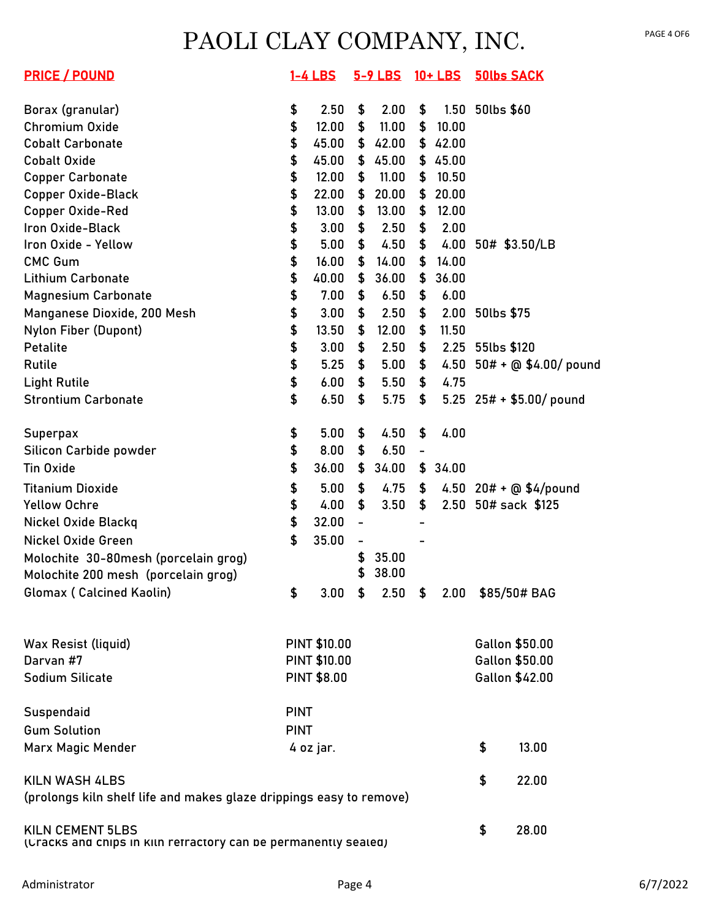# PAOLI CLAY COMPANY, INC.

| PRICE / POUND | 1-4 LBS | 5-9 LBS | 10+ LBS | 50lbs SACK |
|---|---|---|---|---|
| Borax (granular) | $ 2.50 | $ 2.00 | $ 1.50 | 50lbs $60 |
| Chromium Oxide | $ 12.00 | $ 11.00 | $ 10.00 | |
| Cobalt Carbonate | $ 45.00 | $ 42.00 | $ 42.00 | |
| Cobalt Oxide | $ 45.00 | $ 45.00 | $ 45.00 | |
| Copper Carbonate | $ 12.00 | $ 11.00 | $ 10.50 | |
| Copper Oxide-Black | $ 22.00 | $ 20.00 | $ 20.00 | |
| Copper Oxide-Red | $ 13.00 | $ 13.00 | $ 12.00 | |
| Iron Oxide-Black | $ 3.00 | $ 2.50 | $ 2.00 | |
| Iron Oxide - Yellow | $ 5.00 | $ 4.50 | $ 4.00 | 50# $3.50/LB |
| CMC Gum | $ 16.00 | $ 14.00 | $ 14.00 | |
| Lithium Carbonate | $ 40.00 | $ 36.00 | $ 36.00 | |
| Magnesium Carbonate | $ 7.00 | $ 6.50 | $ 6.00 | |
| Manganese Dioxide, 200 Mesh | $ 3.00 | $ 2.50 | $ 2.00 | 50lbs $75 |
| Nylon Fiber (Dupont) | $ 13.50 | $ 12.00 | $ 11.50 | |
| Petalite | $ 3.00 | $ 2.50 | $ 2.25 | 55lbs $120 |
| Rutile | $ 5.25 | $ 5.00 | $ 4.50 | 50# + @ $4.00/ pound |
| Light Rutile | $ 6.00 | $ 5.50 | $ 4.75 | |
| Strontium Carbonate | $ 6.50 | $ 5.75 | $ 5.25 | 25# + $5.00/ pound |
| Superpax | $ 5.00 | $ 4.50 | $ 4.00 | |
| Silicon Carbide powder | $ 8.00 | $ 6.50 | - | |
| Tin Oxide | $ 36.00 | $ 34.00 | $ 34.00 | |
| Titanium Dioxide | $ 5.00 | $ 4.75 | $ 4.50 | 20# + @ $4/pound |
| Yellow Ochre | $ 4.00 | $ 3.50 | $ 2.50 | 50# sack $125 |
| Nickel Oxide Blackq | $ 32.00 | - | - | |
| Nickel Oxide Green | $ 35.00 | - | - | |
| Molochite 30-80mesh (porcelain grog) | | $ 35.00 | | |
| Molochite 200 mesh (porcelain grog) | | $ 38.00 | | |
| Glomax ( Calcined Kaolin) | $ 3.00 | $ 2.50 | $ 2.00 | $85/50# BAG |

| Item | Small | Large |
|---|---|---|
| Wax Resist (liquid) | PINT $10.00 | Gallon $50.00 |
| Darvan #7 | PINT $10.00 | Gallon $50.00 |
| Sodium Silicate | PINT $8.00 | Gallon $42.00 |
| Suspendaid | PINT | |
| Gum Solution | PINT | |
| Marx Magic Mender | 4 oz jar. | $ 13.00 |

KILN WASH 4LBS — $ 22.00
(prolongs kiln shelf life and makes glaze drippings easy to remove)

KILN CEMENT 5LBS — $ 28.00
(Cracks and chips in kiln refractory can be permanently sealed)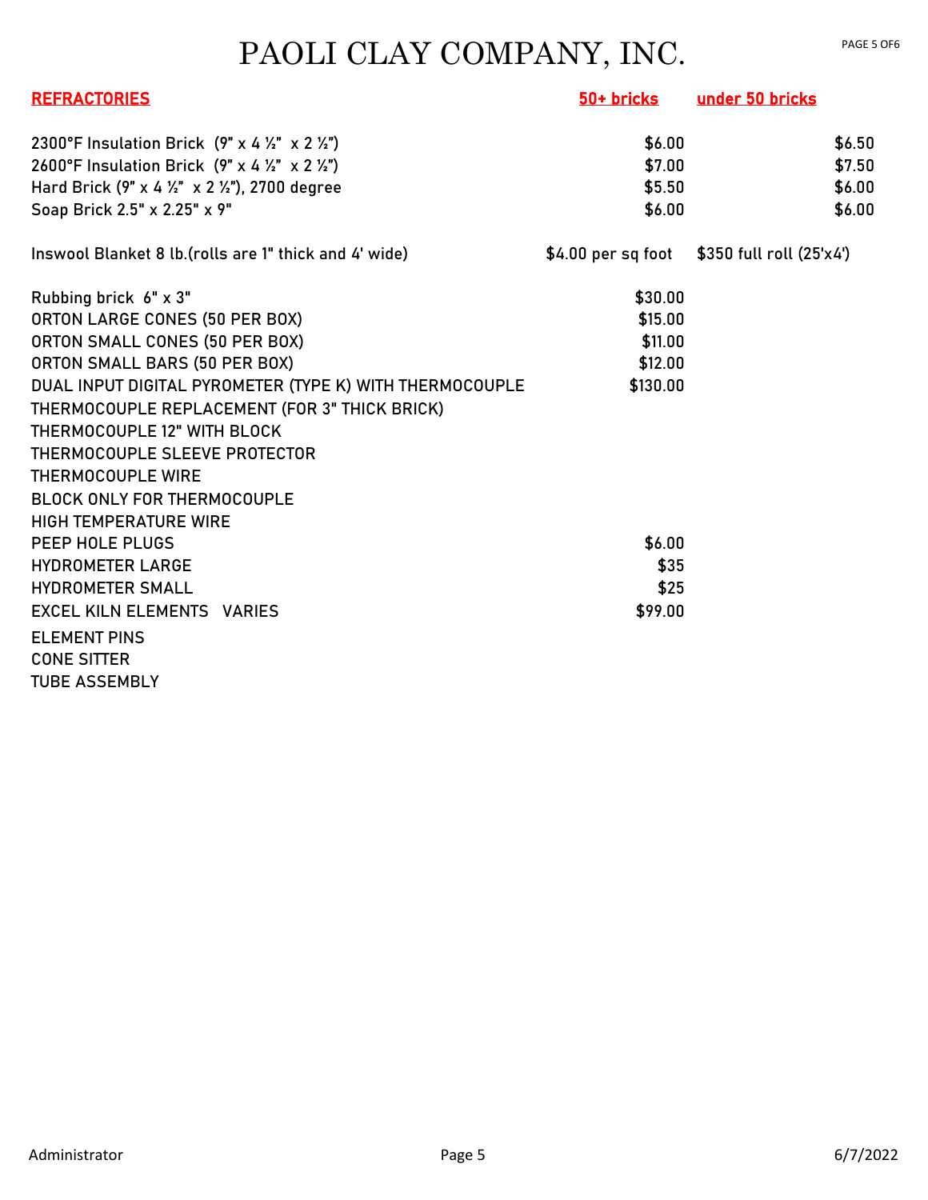# PAOLI CLAY COMPANY, INC.

| REFRACTORIES | 50+ bricks | under 50 bricks |
|---|---|---|
| 2300°F Insulation Brick (9" x 4 ½" x 2 ½") | $6.00 | $6.50 |
| 2600°F Insulation Brick (9" x 4 ½" x 2 ½") | $7.00 | $7.50 |
| Hard Brick (9" x 4 ½" x 2 ½"), 2700 degree | $5.50 | $6.00 |
| Soap Brick 2.5" x 2.25" x 9" | $6.00 | $6.00 |
| Inswool Blanket 8 lb.(rolls are 1" thick and 4' wide) | $4.00 per sq foot | $350 full roll (25'x4') |
| Rubbing brick 6" x 3" | $30.00 | |
| ORTON LARGE CONES (50 PER BOX) | $15.00 | |
| ORTON SMALL CONES (50 PER BOX) | $11.00 | |
| ORTON SMALL BARS (50 PER BOX) | $12.00 | |
| DUAL INPUT DIGITAL PYROMETER (TYPE K) WITH THERMOCOUPLE | $130.00 | |
| THERMOCOUPLE REPLACEMENT (FOR 3" THICK BRICK) | | |
| THERMOCOUPLE 12" WITH BLOCK | | |
| THERMOCOUPLE SLEEVE PROTECTOR | | |
| THERMOCOUPLE WIRE | | |
| BLOCK ONLY FOR THERMOCOUPLE | | |
| HIGH TEMPERATURE WIRE | | |
| PEEP HOLE PLUGS | $6.00 | |
| HYDROMETER LARGE | $35 | |
| HYDROMETER SMALL | $25 | |
| EXCEL KILN ELEMENTS VARIES | $99.00 | |
| ELEMENT PINS | | |
| CONE SITTER | | |
| TUBE ASSEMBLY | | |

Administrator    6/7/2022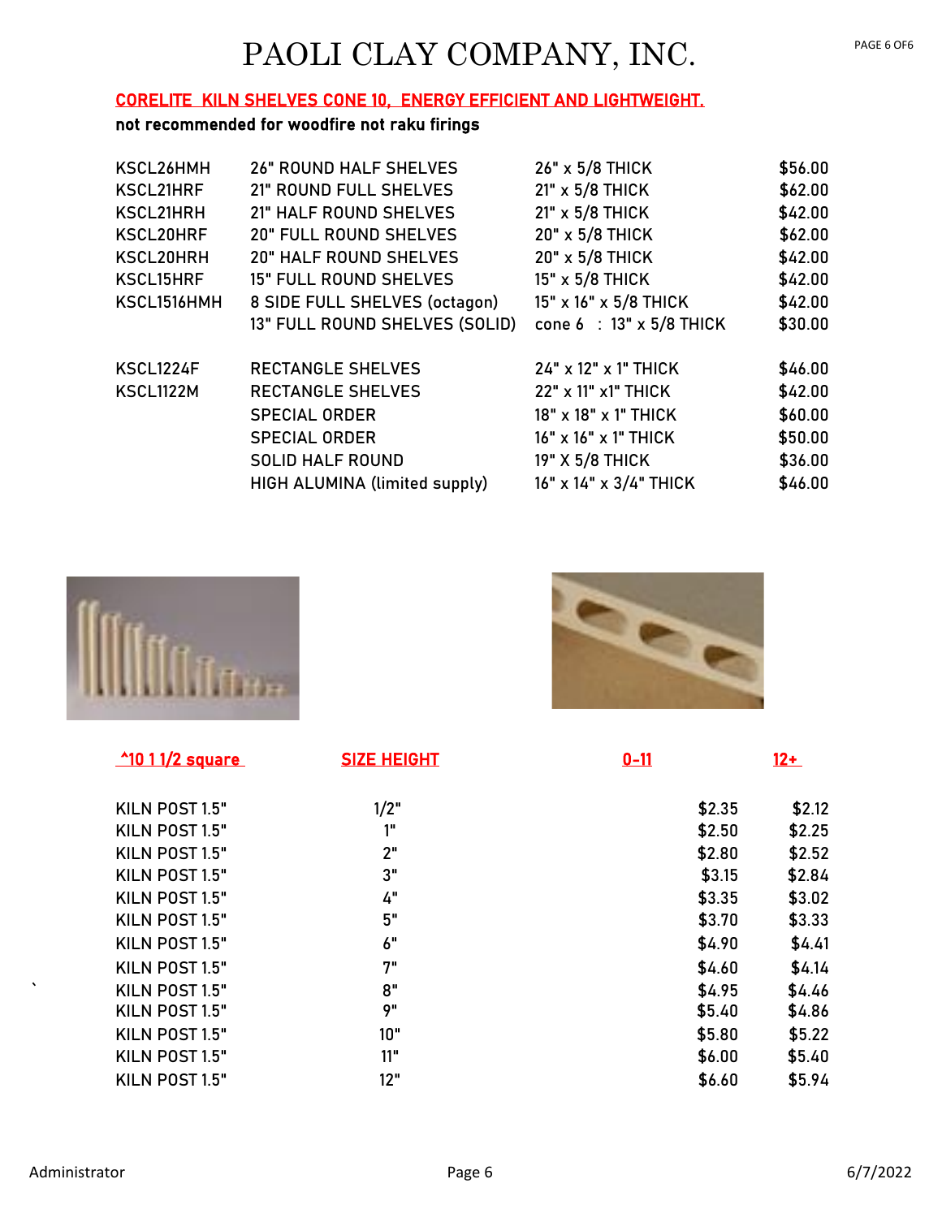# PAOLI CLAY COMPANY, INC.

**CORELITE KILN SHELVES CONE 10, ENERGY EFFICIENT AND LIGHTWEIGHT.**

**not recommended for woodfire not raku firings**

| | | | |
|---|---|---|---|
| KSCL26HMH | 26" ROUND HALF SHELVES | 26" x 5/8 THICK | $56.00 |
| KSCL21HRF | 21" ROUND FULL SHELVES | 21" x 5/8 THICK | $62.00 |
| KSCL21HRH | 21" HALF ROUND SHELVES | 21" x 5/8 THICK | $42.00 |
| KSCL20HRF | 20" FULL ROUND SHELVES | 20" x 5/8 THICK | $62.00 |
| KSCL20HRH | 20" HALF ROUND SHELVES | 20" x 5/8 THICK | $42.00 |
| KSCL15HRF | 15" FULL ROUND SHELVES | 15" x 5/8 THICK | $42.00 |
| KSCL1516HMH | 8 SIDE FULL SHELVES (octagon) | 15" x 16" x 5/8 THICK | $42.00 |
| | 13" FULL ROUND SHELVES (SOLID) | cone 6 : 13" x 5/8 THICK | $30.00 |
| KSCL1224F | RECTANGLE SHELVES | 24" x 12" x 1" THICK | $46.00 |
| KSCL1122M | RECTANGLE SHELVES | 22" x 11" x1" THICK | $42.00 |
| | SPECIAL ORDER | 18" x 18" x 1" THICK | $60.00 |
| | SPECIAL ORDER | 16" x 16" x 1" THICK | $50.00 |
| | SOLID HALF ROUND | 19" X 5/8 THICK | $36.00 |
| | HIGH ALUMINA (limited supply) | 16" x 14" x 3/4" THICK | $46.00 |

| ^10 1 1/2 square | SIZE HEIGHT | 0-11 | 12+ |
|---|---|---|---|
| KILN POST 1.5" | 1/2" | $2.35 | $2.12 |
| KILN POST 1.5" | 1" | $2.50 | $2.25 |
| KILN POST 1.5" | 2" | $2.80 | $2.52 |
| KILN POST 1.5" | 3" | $3.15 | $2.84 |
| KILN POST 1.5" | 4" | $3.35 | $3.02 |
| KILN POST 1.5" | 5" | $3.70 | $3.33 |
| KILN POST 1.5" | 6" | $4.90 | $4.41 |
| KILN POST 1.5" | 7" | $4.60 | $4.14 |
| KILN POST 1.5" | 8" | $4.95 | $4.46 |
| KILN POST 1.5" | 9" | $5.40 | $4.86 |
| KILN POST 1.5" | 10" | $5.80 | $5.22 |
| KILN POST 1.5" | 11" | $6.00 | $5.40 |
| KILN POST 1.5" | 12" | $6.60 | $5.94 |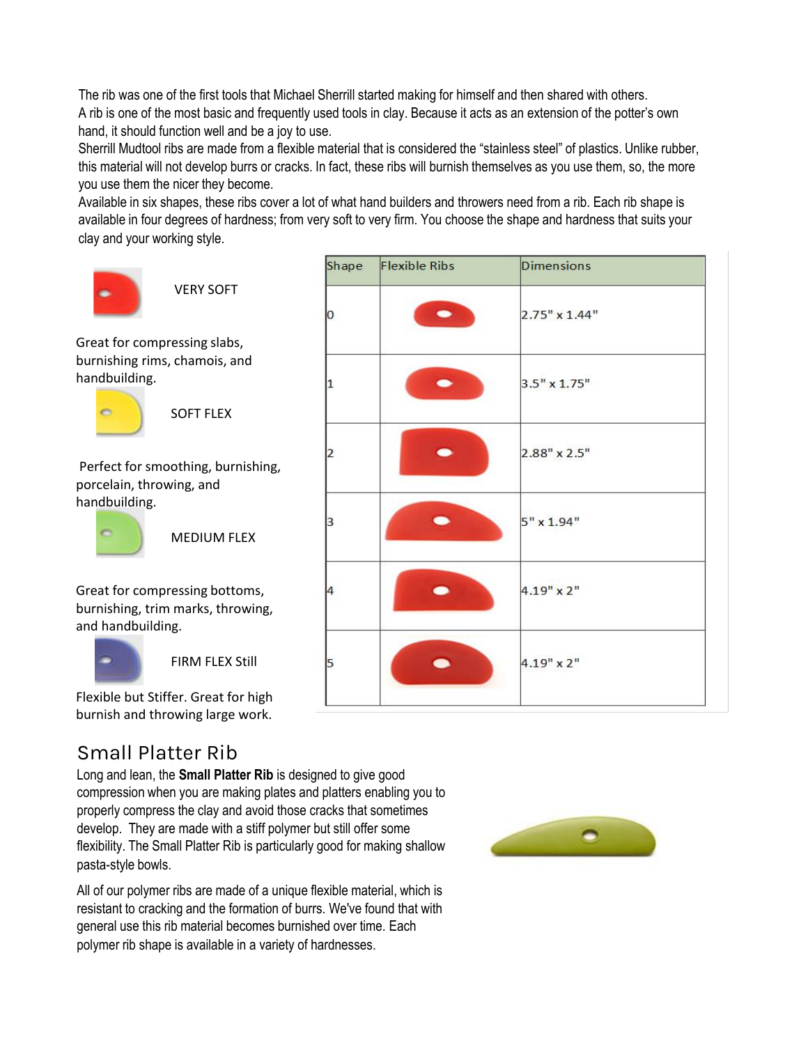The rib was one of the first tools that Michael Sherrill started making for himself and then shared with others.
A rib is one of the most basic and frequently used tools in clay. Because it acts as an extension of the potter's own hand, it should function well and be a joy to use.
Sherrill Mudtool ribs are made from a flexible material that is considered the "stainless steel" of plastics. Unlike rubber, this material will not develop burrs or cracks. In fact, these ribs will burnish themselves as you use them, so, the more you use them the nicer they become.
Available in six shapes, these ribs cover a lot of what hand builders and throwers need from a rib. Each rib shape is available in four degrees of hardness; from very soft to very firm. You choose the shape and hardness that suits your clay and your working style.

VERY SOFT

Great for compressing slabs, burnishing rims, chamois, and handbuilding.

SOFT FLEX

Perfect for smoothing, burnishing, porcelain, throwing, and handbuilding.

MEDIUM FLEX

Great for compressing bottoms, burnishing, trim marks, throwing, and handbuilding.

FIRM FLEX Still

Flexible but Stiffer. Great for high burnish and throwing large work.

| Shape | Flexible Ribs | Dimensions |
|---|---|---|
| 0 | | 2.75" x 1.44" |
| 1 | | 3.5" x 1.75" |
| 2 | | 2.88" x 2.5" |
| 3 | | 5" x 1.94" |
| 4 | | 4.19" x 2" |
| 5 | | 4.19" x 2" |

## Small Platter Rib

Long and lean, the **Small Platter Rib** is designed to give good compression when you are making plates and platters enabling you to properly compress the clay and avoid those cracks that sometimes develop. They are made with a stiff polymer but still offer some flexibility. The Small Platter Rib is particularly good for making shallow pasta-style bowls.

All of our polymer ribs are made of a unique flexible material, which is resistant to cracking and the formation of burrs. We've found that with general use this rib material becomes burnished over time. Each polymer rib shape is available in a variety of hardnesses.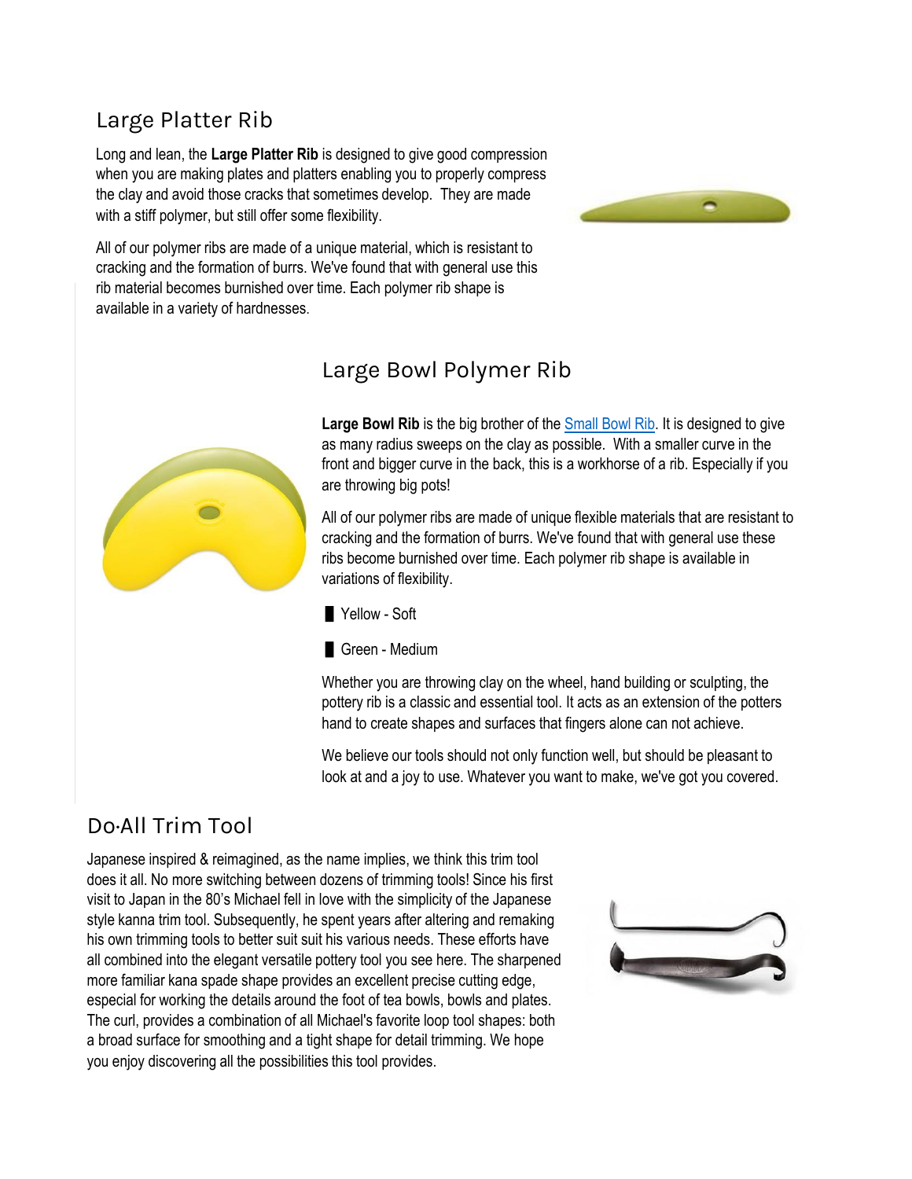## Large Platter Rib

Long and lean, the **Large Platter Rib** is designed to give good compression when you are making plates and platters enabling you to properly compress the clay and avoid those cracks that sometimes develop. They are made with a stiff polymer, but still offer some flexibility.

All of our polymer ribs are made of a unique material, which is resistant to cracking and the formation of burrs. We've found that with general use this rib material becomes burnished over time. Each polymer rib shape is available in a variety of hardnesses.

## Large Bowl Polymer Rib

**Large Bowl Rib** is the big brother of the Small Bowl Rib. It is designed to give as many radius sweeps on the clay as possible. With a smaller curve in the front and bigger curve in the back, this is a workhorse of a rib. Especially if you are throwing big pots!

All of our polymer ribs are made of unique flexible materials that are resistant to cracking and the formation of burrs. We've found that with general use these ribs become burnished over time. Each polymer rib shape is available in variations of flexibility.

- Yellow - Soft
- Green - Medium

Whether you are throwing clay on the wheel, hand building or sculpting, the pottery rib is a classic and essential tool. It acts as an extension of the potters hand to create shapes and surfaces that fingers alone can not achieve.

We believe our tools should not only function well, but should be pleasant to look at and a joy to use. Whatever you want to make, we've got you covered.

## Do·All Trim Tool

Japanese inspired & reimagined, as the name implies, we think this trim tool does it all. No more switching between dozens of trimming tools! Since his first visit to Japan in the 80's Michael fell in love with the simplicity of the Japanese style kanna trim tool. Subsequently, he spent years after altering and remaking his own trimming tools to better suit suit his various needs. These efforts have all combined into the elegant versatile pottery tool you see here. The sharpened more familiar kana spade shape provides an excellent precise cutting edge, especial for working the details around the foot of tea bowls, bowls and plates. The curl, provides a combination of all Michael's favorite loop tool shapes: both a broad surface for smoothing and a tight shape for detail trimming. We hope you enjoy discovering all the possibilities this tool provides.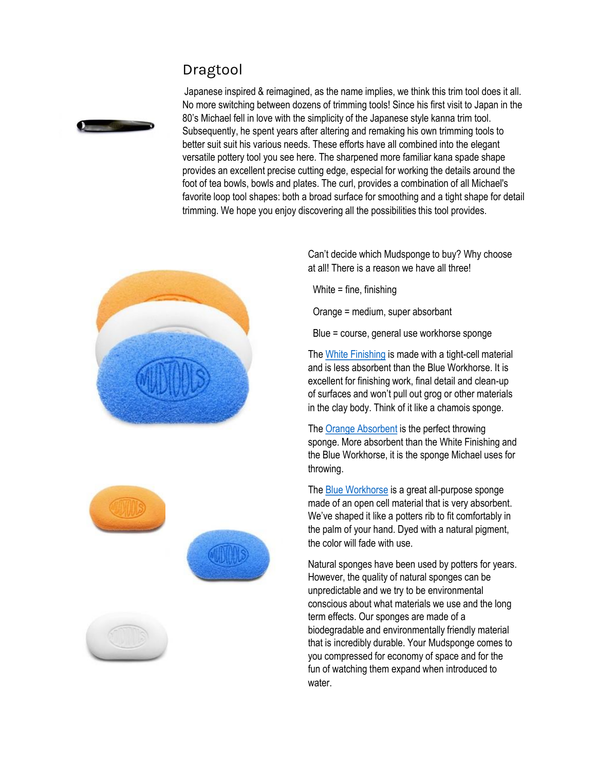## Dragtool

Japanese inspired & reimagined, as the name implies, we think this trim tool does it all. No more switching between dozens of trimming tools! Since his first visit to Japan in the 80's Michael fell in love with the simplicity of the Japanese style kanna trim tool. Subsequently, he spent years after altering and remaking his own trimming tools to better suit suit his various needs. These efforts have all combined into the elegant versatile pottery tool you see here. The sharpened more familiar kana spade shape provides an excellent precise cutting edge, especial for working the details around the foot of tea bowls, bowls and plates. The curl, provides a combination of all Michael's favorite loop tool shapes: both a broad surface for smoothing and a tight shape for detail trimming. We hope you enjoy discovering all the possibilities this tool provides.

Can't decide which Mudsponge to buy? Why choose at all! There is a reason we have all three!

White = fine, finishing

Orange = medium, super absorbant

Blue = course, general use workhorse sponge

The White Finishing is made with a tight-cell material and is less absorbent than the Blue Workhorse. It is excellent for finishing work, final detail and clean-up of surfaces and won't pull out grog or other materials in the clay body. Think of it like a chamois sponge.

The Orange Absorbent is the perfect throwing sponge. More absorbent than the White Finishing and the Blue Workhorse, it is the sponge Michael uses for throwing.

The Blue Workhorse is a great all-purpose sponge made of an open cell material that is very absorbent. We've shaped it like a potters rib to fit comfortably in the palm of your hand. Dyed with a natural pigment, the color will fade with use.

Natural sponges have been used by potters for years. However, the quality of natural sponges can be unpredictable and we try to be environmental conscious about what materials we use and the long term effects. Our sponges are made of a biodegradable and environmentally friendly material that is incredibly durable. Your Mudsponge comes to you compressed for economy of space and for the fun of watching them expand when introduced to water.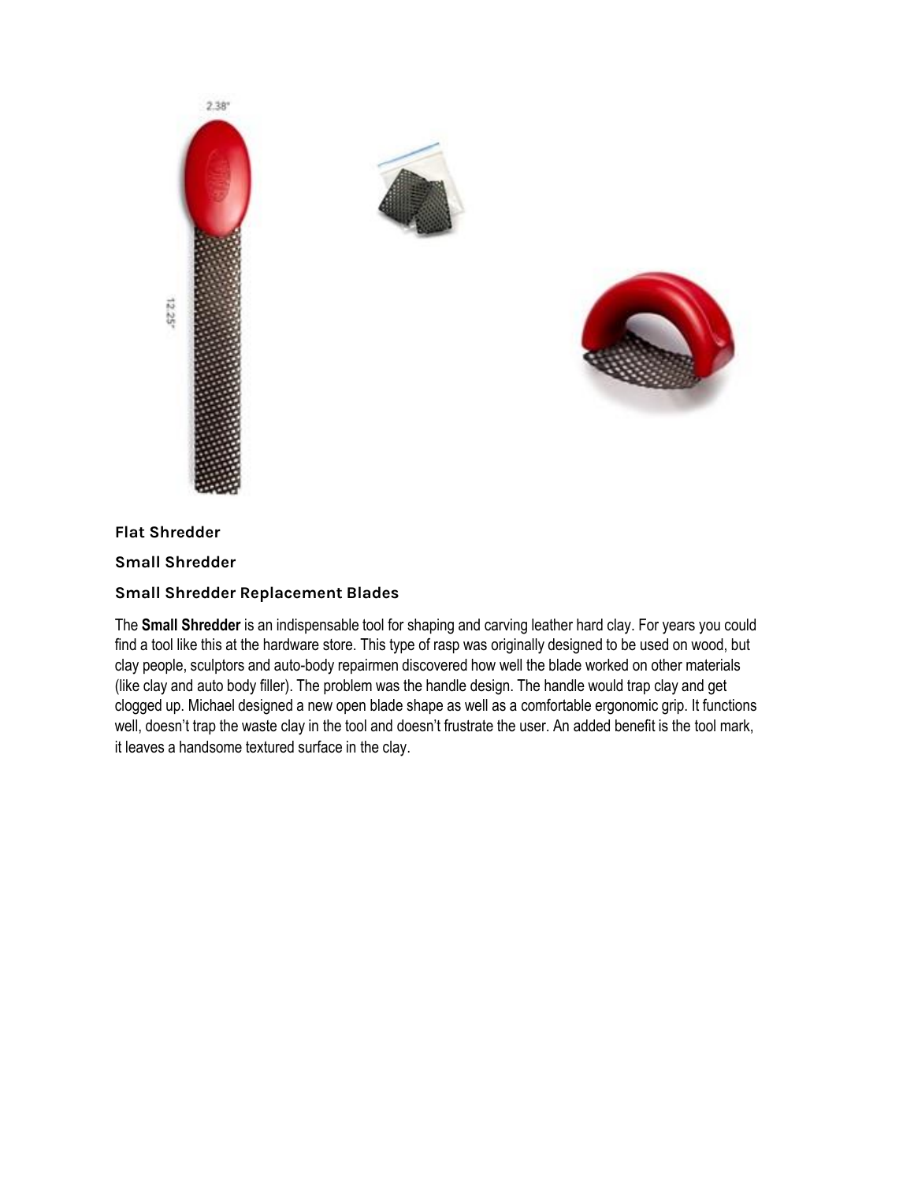**Flat Shredder**

**Small Shredder**

**Small Shredder Replacement Blades**

The **Small Shredder** is an indispensable tool for shaping and carving leather hard clay. For years you could find a tool like this at the hardware store. This type of rasp was originally designed to be used on wood, but clay people, sculptors and auto-body repairmen discovered how well the blade worked on other materials (like clay and auto body filler). The problem was the handle design. The handle would trap clay and get clogged up. Michael designed a new open blade shape as well as a comfortable ergonomic grip. It functions well, doesn't trap the waste clay in the tool and doesn't frustrate the user. An added benefit is the tool mark, it leaves a handsome textured surface in the clay.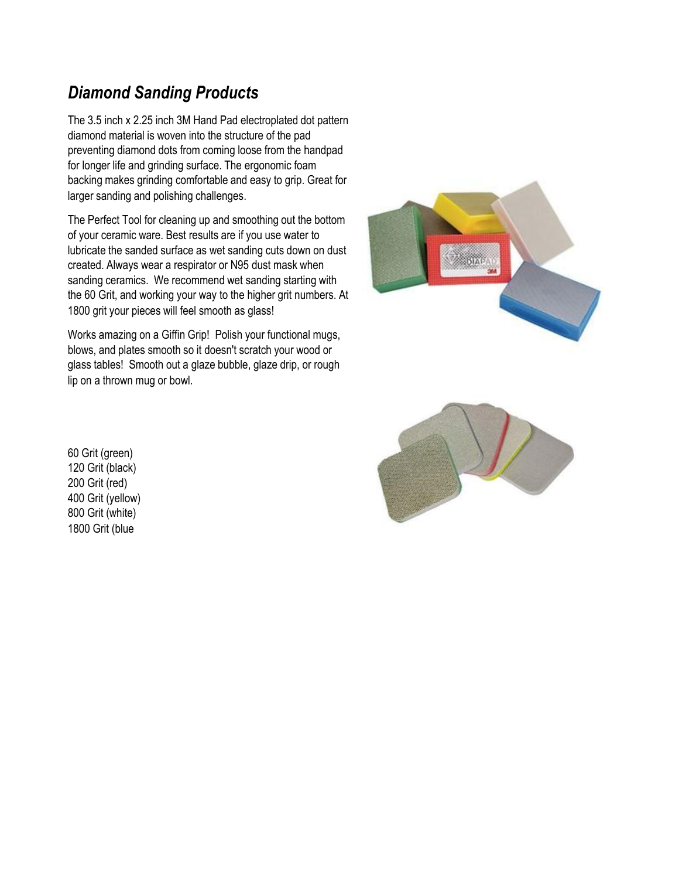## *Diamond Sanding Products*

The 3.5 inch x 2.25 inch 3M Hand Pad electroplated dot pattern diamond material is woven into the structure of the pad preventing diamond dots from coming loose from the handpad for longer life and grinding surface. The ergonomic foam backing makes grinding comfortable and easy to grip. Great for larger sanding and polishing challenges.

The Perfect Tool for cleaning up and smoothing out the bottom of your ceramic ware. Best results are if you use water to lubricate the sanded surface as wet sanding cuts down on dust created. Always wear a respirator or N95 dust mask when sanding ceramics. We recommend wet sanding starting with the 60 Grit, and working your way to the higher grit numbers. At 1800 grit your pieces will feel smooth as glass!

Works amazing on a Giffin Grip! Polish your functional mugs, blows, and plates smooth so it doesn't scratch your wood or glass tables! Smooth out a glaze bubble, glaze drip, or rough lip on a thrown mug or bowl.

60 Grit (green)
120 Grit (black)
200 Grit (red)
400 Grit (yellow)
800 Grit (white)
1800 Grit (blue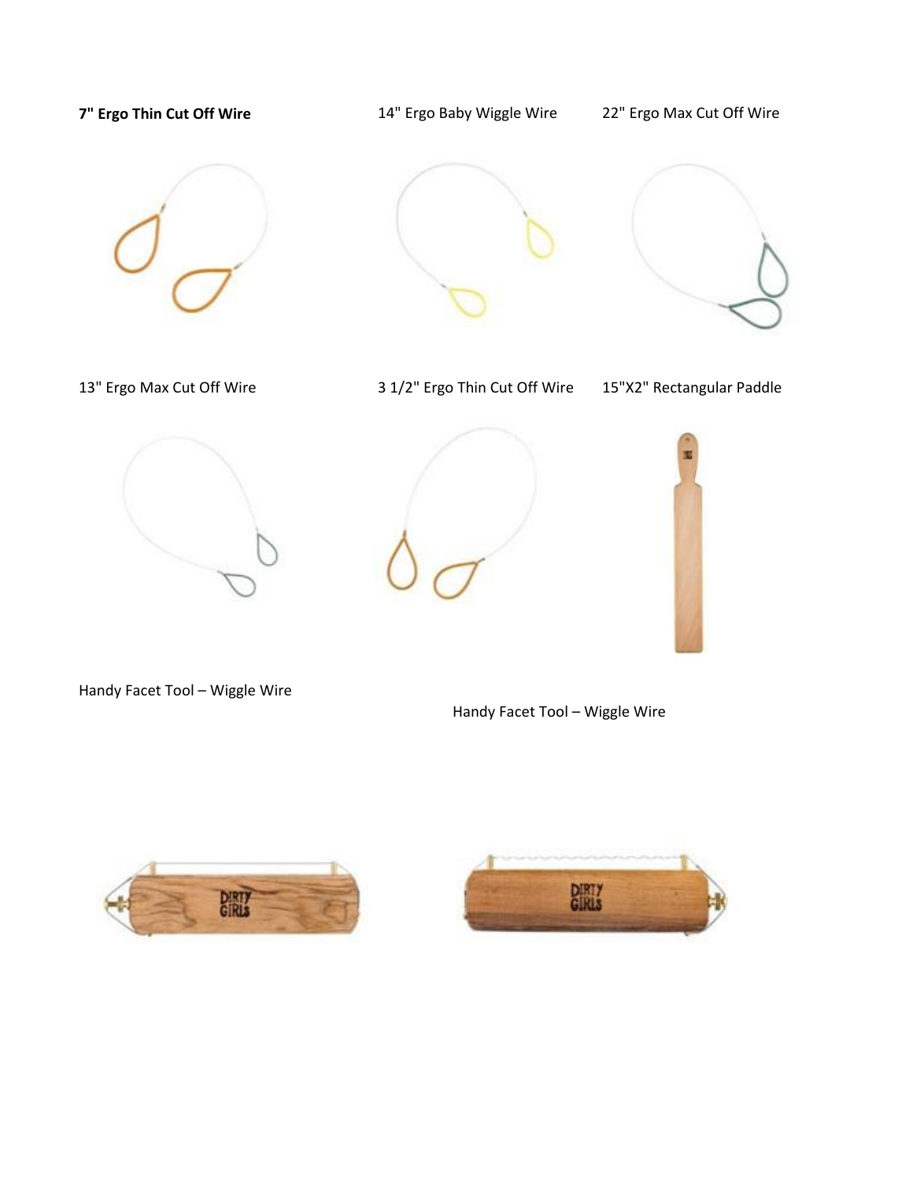**7" Ergo Thin Cut Off Wire**

14" Ergo Baby Wiggle Wire

22" Ergo Max Cut Off Wire

13" Ergo Max Cut Off Wire

3 1/2" Ergo Thin Cut Off Wire

15"X2" Rectangular Paddle

Handy Facet Tool – Wiggle Wire

Handy Facet Tool – Wiggle Wire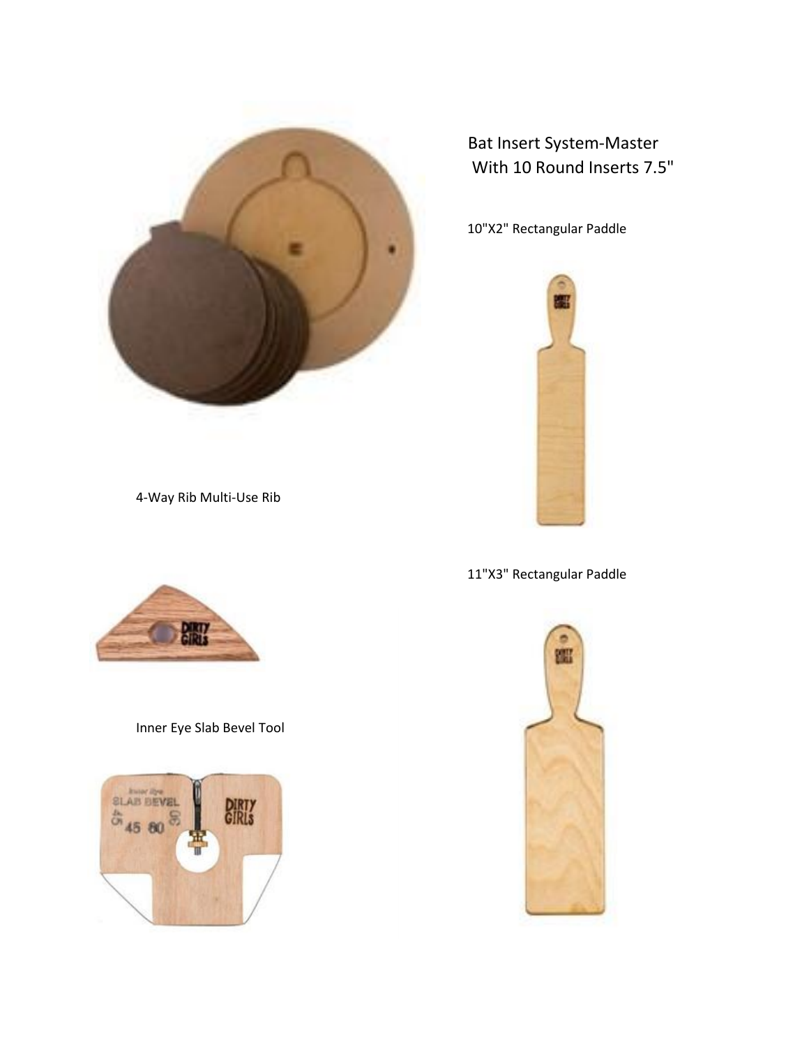Bat Insert System-Master
With 10 Round Inserts 7.5"

10"X2" Rectangular Paddle

4-Way Rib Multi-Use Rib

11"X3" Rectangular Paddle

Inner Eye Slab Bevel Tool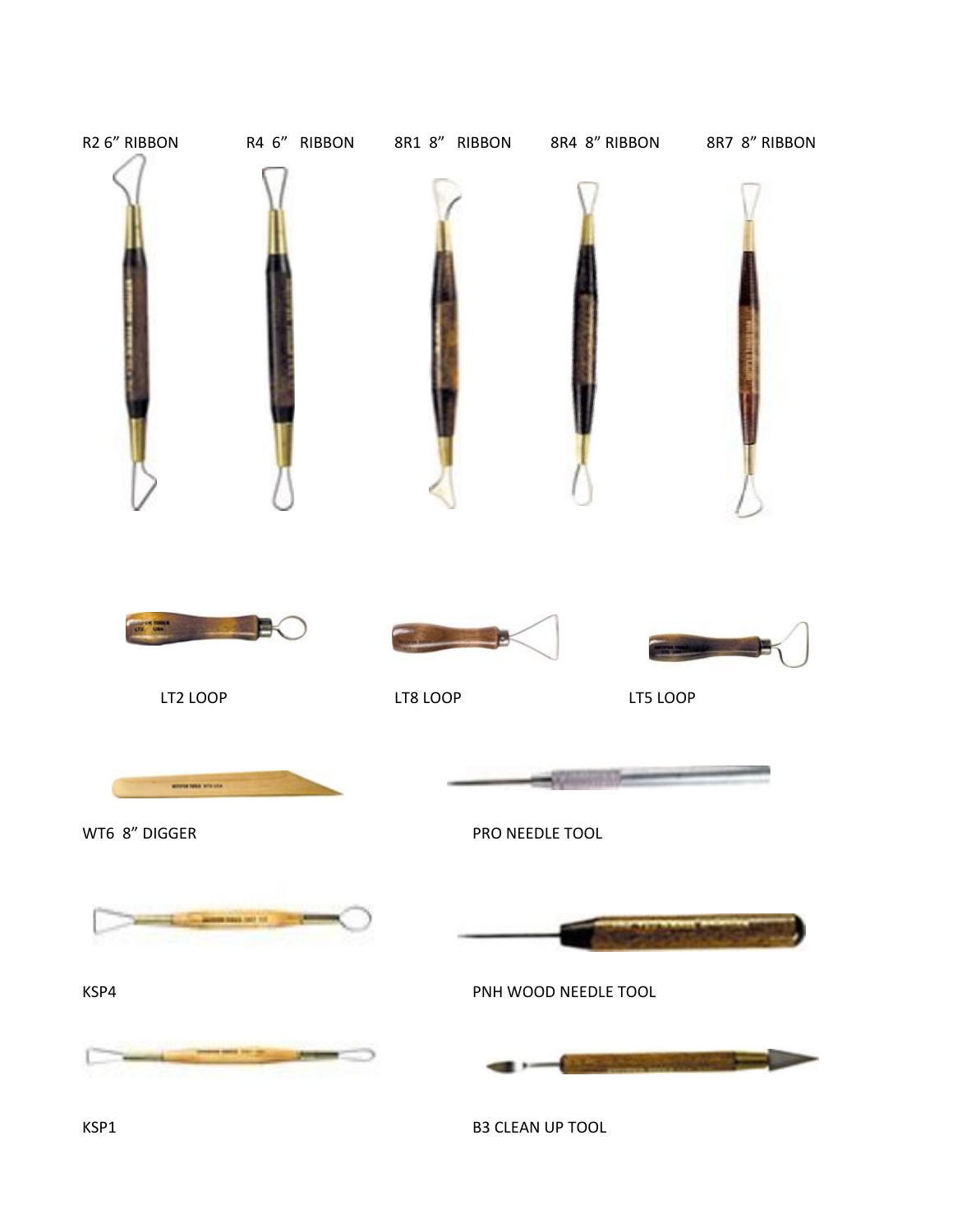R2 6" RIBBON R4 6" RIBBON 8R1 8" RIBBON 8R4 8" RIBBON 8R7 8" RIBBON

LT2 LOOP LT8 LOOP LT5 LOOP

WT6 8" DIGGER

PRO NEEDLE TOOL

KSP4

PNH WOOD NEEDLE TOOL

KSP1

B3 CLEAN UP TOOL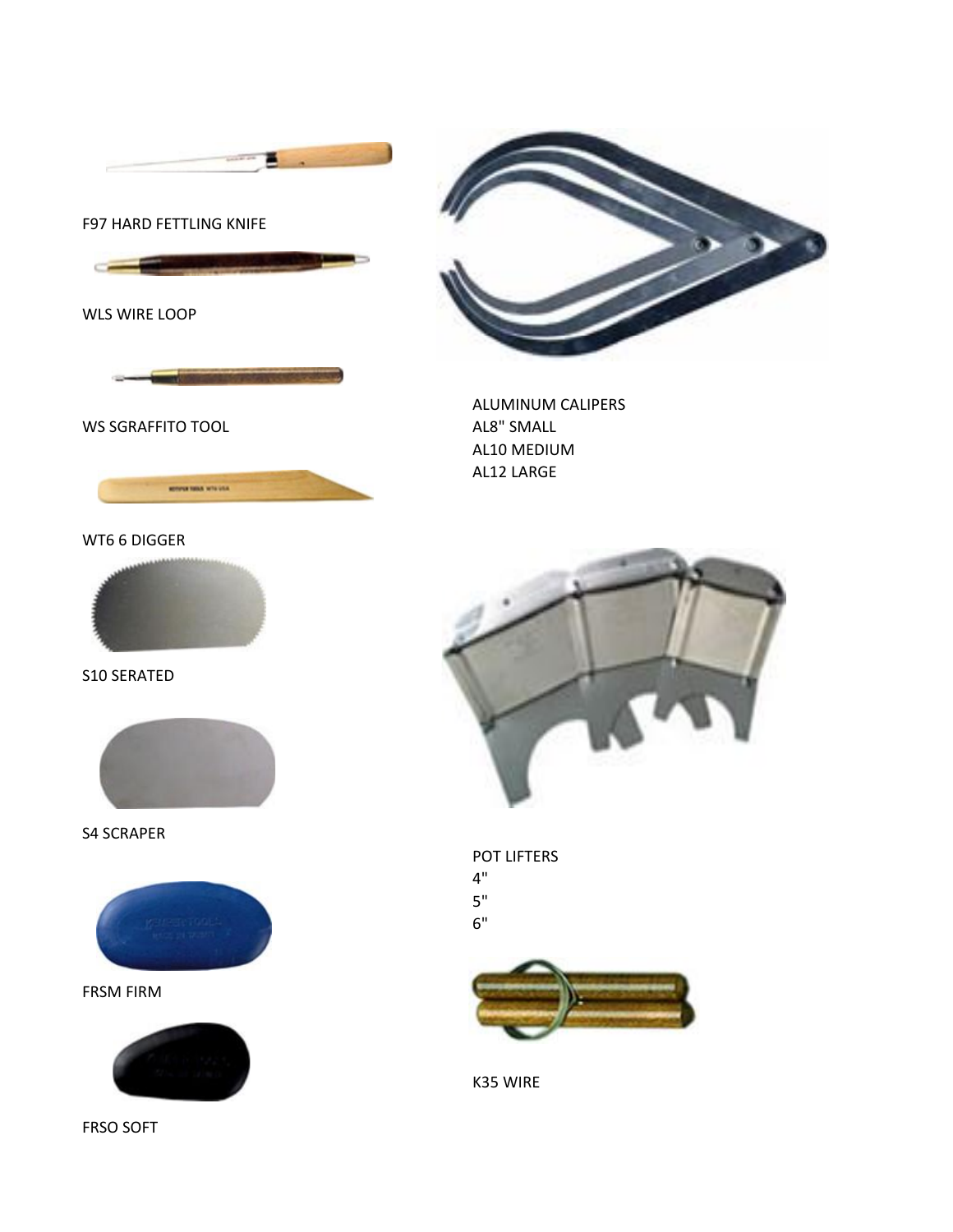F97 HARD FETTLING KNIFE

WLS WIRE LOOP

WS SGRAFFITO TOOL

WT6 6 DIGGER

S10 SERATED

S4 SCRAPER

FRSM FIRM

FRSO SOFT

ALUMINUM CALIPERS
AL8" SMALL
AL10 MEDIUM
AL12 LARGE

POT LIFTERS
4"
5"
6"

K35 WIRE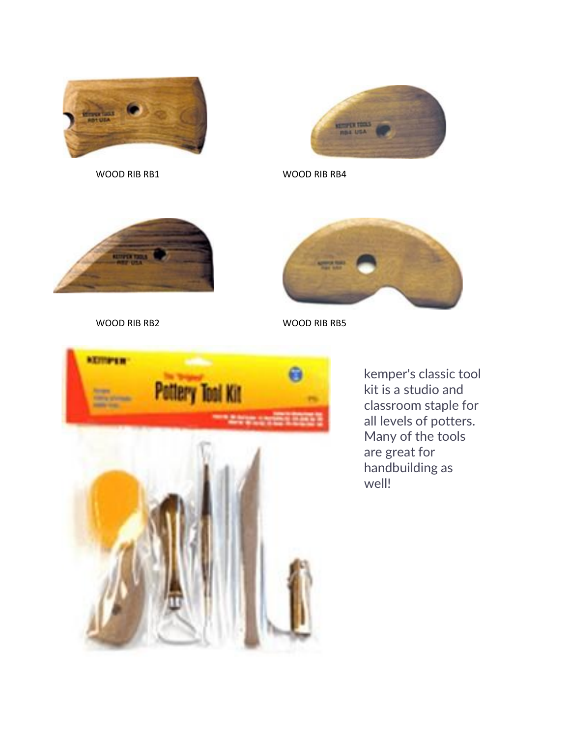WOOD RIB RB1

WOOD RIB RB4

WOOD RIB RB2

WOOD RIB RB5

kemper's classic tool kit is a studio and classroom staple for all levels of potters. Many of the tools are great for handbuilding as well!